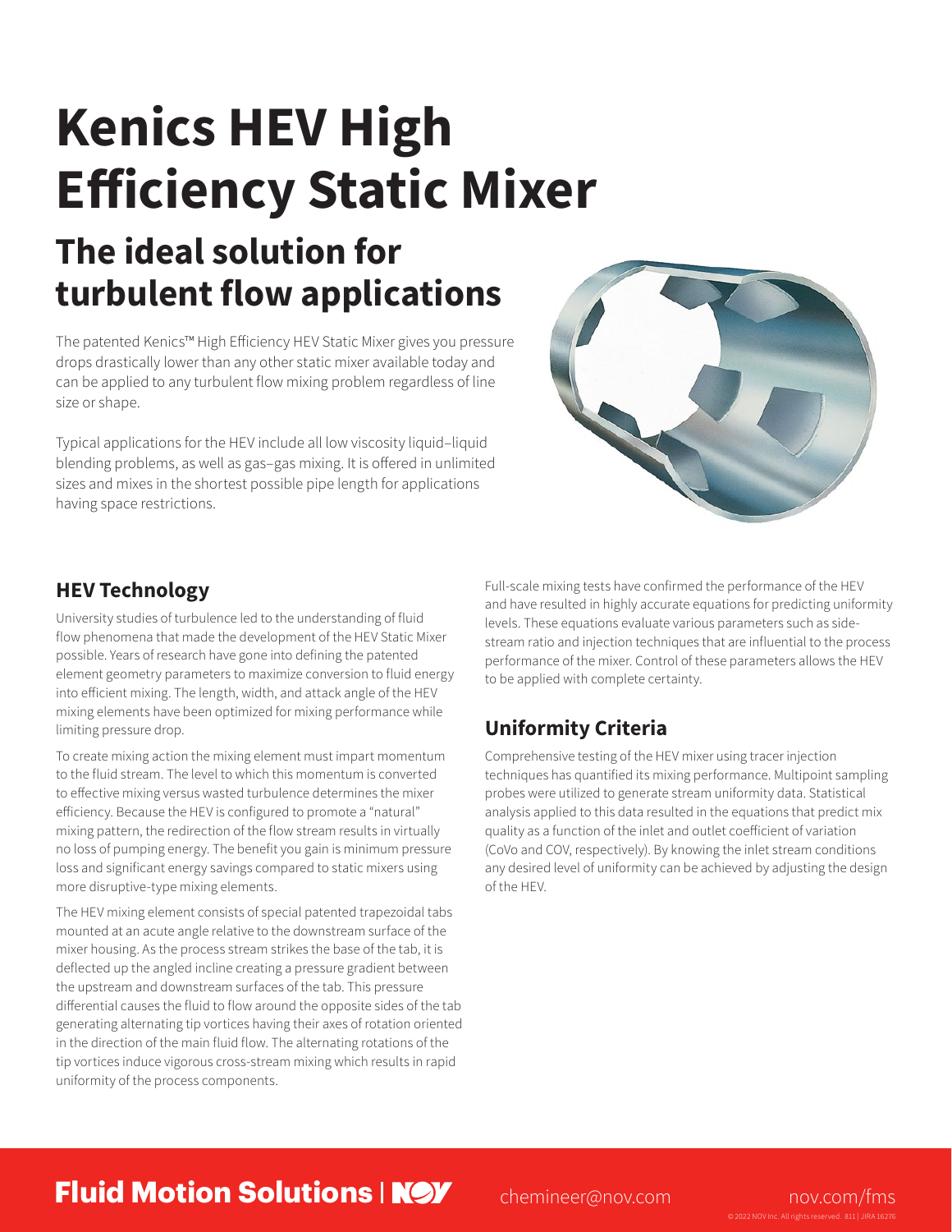# Kenics HEV High Efficiency Static Mixer

## The ideal solution for turbulent flow applications

The patented Kenics™ High Efficiency HEV Static Mixer gives you pressure drops drastically lower than any other static mixer available today and can be applied to any turbulent flow mixing problem regardless of line size or shape.

Typical applications for the HEV include all low viscosity liquid–liquid blending problems, as well as gas–gas mixing. It is offered in unlimited sizes and mixes in the shortest possible pipe length for applications having space restrictions.

### HEV Technology

University studies of turbulence led to the understanding of fluid flow phenomena that made the development of the HEV Static Mixer possible. Years of research have gone into defining the patented element geometry parameters to maximize conversion to fluid energy into efficient mixing. The length, width, and attack angle of the HEV mixing elements have been optimized for mixing performance while limiting pressure drop.

To create mixing action the mixing element must impart momentum to the fluid stream. The level to which this momentum is converted to effective mixing versus wasted turbulence determines the mixer efficiency. Because the HEV is configured to promote a "natural" mixing pattern, the redirection of the flow stream results in virtually no loss of pumping energy. The benefit you gain is minimum pressure loss and significant energy savings compared to static mixers using more disruptive-type mixing elements.

The HEV mixing element consists of special patented trapezoidal tabs mounted at an acute angle relative to the downstream surface of the mixer housing. As the process stream strikes the base of the tab, it is deflected up the angled incline creating a pressure gradient between the upstream and downstream surfaces of the tab. This pressure differential causes the fluid to flow around the opposite sides of the tab generating alternating tip vortices having their axes of rotation oriented in the direction of the main fluid flow. The alternating rotations of the tip vortices induce vigorous cross-stream mixing which results in rapid uniformity of the process components.

Full-scale mixing tests have confirmed the performance of the HEV and have resulted in highly accurate equations for predicting uniformity levels. These equations evaluate various parameters such as side-stream ratio and injection techniques that are influential to the process performance of the mixer. Control of these parameters allows the HEV to be applied with complete certainty.

### Uniformity Criteria

Comprehensive testing of the HEV mixer using tracer injection techniques has quantified its mixing performance. Multipoint sampling probes were utilized to generate stream uniformity data. Statistical analysis applied to this data resulted in the equations that predict mix quality as a function of the inlet and outlet coefficient of variation (CoVo and COV, respectively). By knowing the inlet stream conditions any desired level of uniformity can be achieved by adjusting the design of the HEV.

**Fluid Motion Solutions | NOV** chemineer@nov.com nov.com/fms

© 2022 NOV Inc. All rights reserved. 811 | JIRA 16276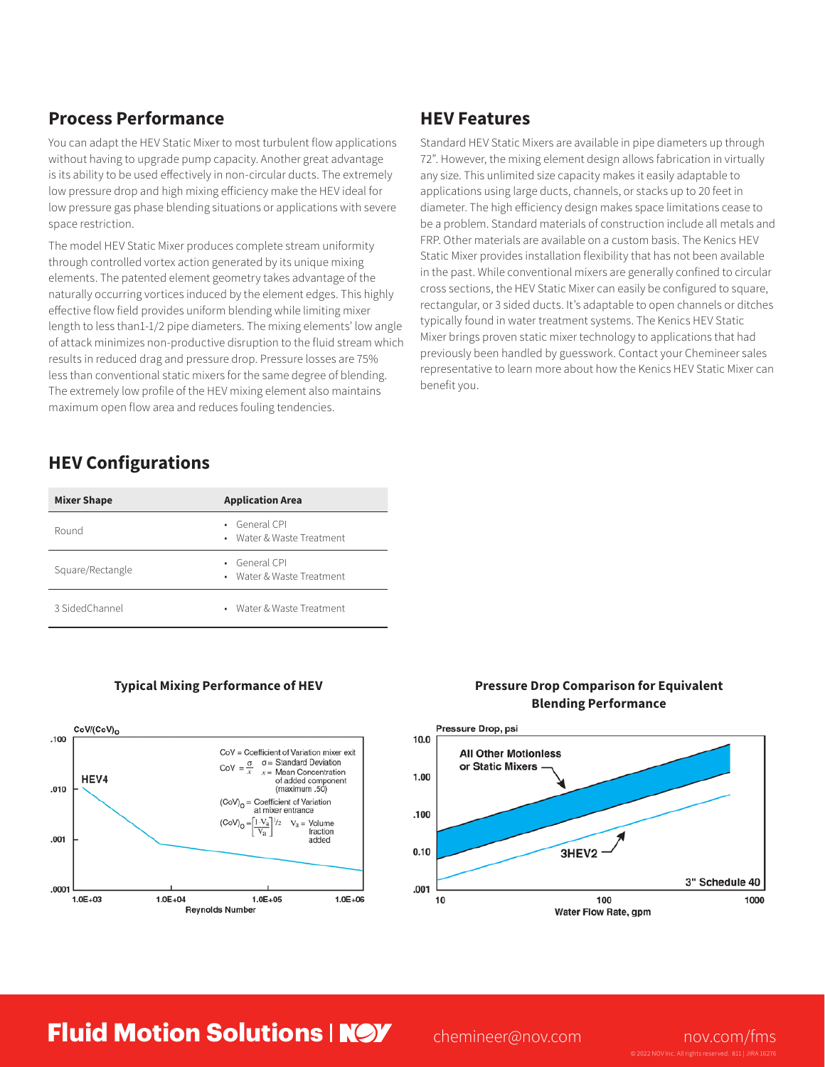## Process Performance

You can adapt the HEV Static Mixer to most turbulent flow applications without having to upgrade pump capacity. Another great advantage is its ability to be used effectively in non-circular ducts. The extremely low pressure drop and high mixing efficiency make the HEV ideal for low pressure gas phase blending situations or applications with severe space restriction.

The model HEV Static Mixer produces complete stream uniformity through controlled vortex action generated by its unique mixing elements. The patented element geometry takes advantage of the naturally occurring vortices induced by the element edges. This highly effective flow field provides uniform blending while limiting mixer length to less than1-1/2 pipe diameters. The mixing elements' low angle of attack minimizes non-productive disruption to the fluid stream which results in reduced drag and pressure drop. Pressure losses are 75% less than conventional static mixers for the same degree of blending. The extremely low profile of the HEV mixing element also maintains maximum open flow area and reduces fouling tendencies.

## HEV Features

Standard HEV Static Mixers are available in pipe diameters up through 72". However, the mixing element design allows fabrication in virtually any size. This unlimited size capacity makes it easily adaptable to applications using large ducts, channels, or stacks up to 20 feet in diameter. The high efficiency design makes space limitations cease to be a problem. Standard materials of construction include all metals and FRP. Other materials are available on a custom basis. The Kenics HEV Static Mixer provides installation flexibility that has not been available in the past. While conventional mixers are generally confined to circular cross sections, the HEV Static Mixer can easily be configured to square, rectangular, or 3 sided ducts. It's adaptable to open channels or ditches typically found in water treatment systems. The Kenics HEV Static Mixer brings proven static mixer technology to applications that had previously been handled by guesswork. Contact your Chemineer sales representative to learn more about how the Kenics HEV Static Mixer can benefit you.

## HEV Configurations

| Mixer Shape | Application Area |
|---|---|
| Round | • General CPI<br>• Water & Waste Treatment |
| Square/Rectangle | • General CPI<br>• Water & Waste Treatment |
| 3 SidedChannel | • Water & Waste Treatment |

### Typical Mixing Performance of HEV

CoV/(CoV)o

.100
.010
.001
.0001

HEV4

CoV = Coefficient of Variation mixer exit

$CoV = \frac{\sigma}{x}$ σ = Standard Deviation, x = Mean Concentration of added component (maximum .50)

$(CoV)_0$ = Coefficient of Variation at mixer entrance

$(CoV)_0 = \left[\frac{1-V_a}{V_a}\right]^{1/2}$ $V_a$ = Volume fraction added

1.0E+03 1.0E+04 1.0E+05 1.0E+06

Reynolds Number

### Pressure Drop Comparison for Equivalent Blending Performance

Pressure Drop, psi

10.0
1.00
.100
0.10
.001

All Other Motionless or Static Mixers

3HEV2

3" Schedule 40

10 100 1000

Water Flow Rate, gpm

**Fluid Motion Solutions | NOV**

chemineer@nov.com

nov.com/fms

© 2022 NOV Inc. All rights reserved. 811 | JIRA 16276